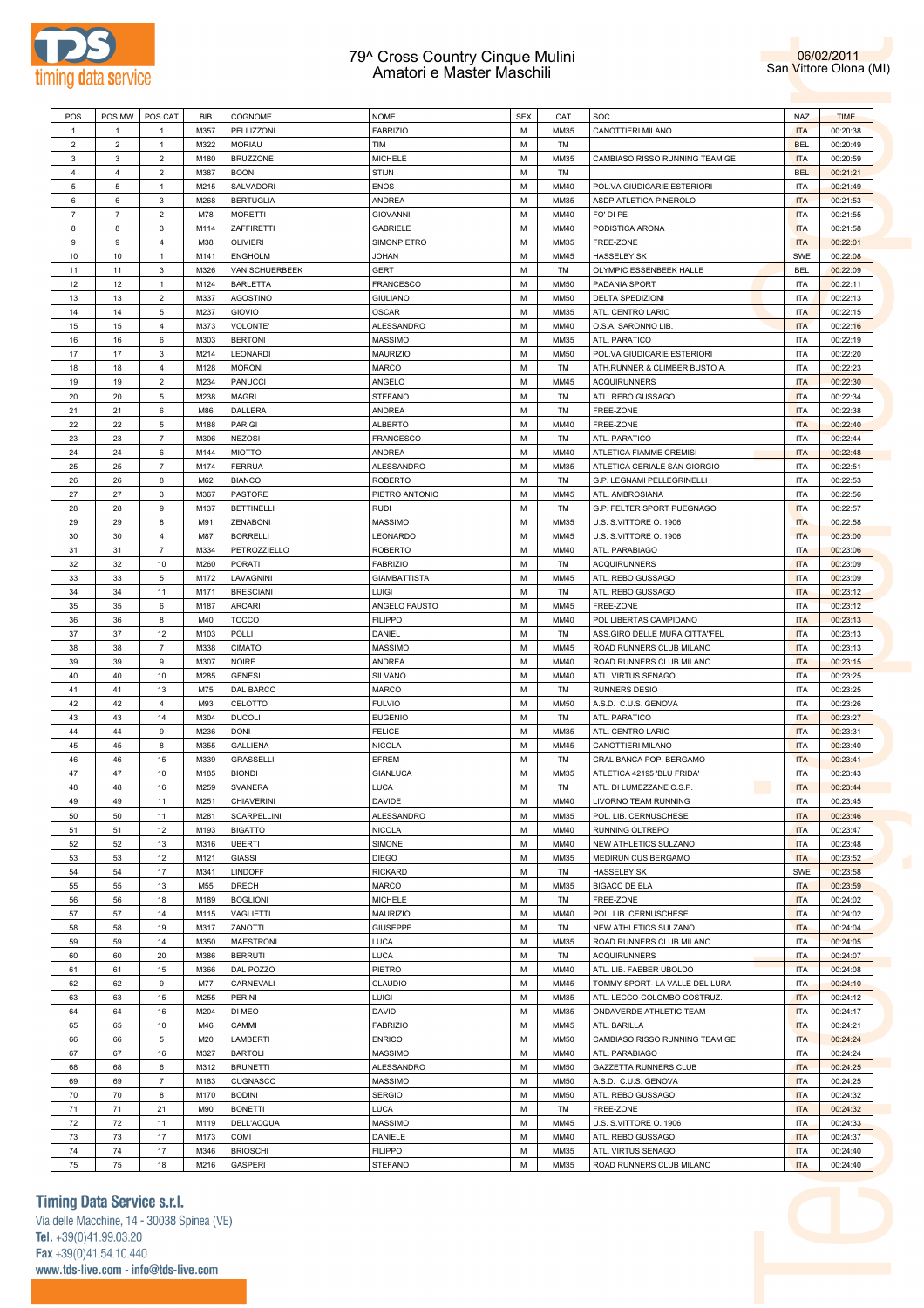# 79^ Cross Country Cinque Mulini
## Amatori e Master Maschili

06/02/2011
San Vittore Olona (MI)

| POS | POS MW | POS CAT | BIB | COGNOME | NOME | SEX | CAT | SOC | NAZ | TIME |
|---|---|---|---|---|---|---|---|---|---|---|
| 1 | 1 | 1 | M357 | PELLIZZONI | FABRIZIO | M | MM35 | CANOTTIERI MILANO | ITA | 00:20:38 |
| 2 | 2 | 1 | M322 | MORIAU | TIM | M | TM | | BEL | 00:20:49 |
| 3 | 3 | 2 | M180 | BRUZZONE | MICHELE | M | MM35 | CAMBIASO RISSO RUNNING TEAM GE | ITA | 00:20:59 |
| 4 | 4 | 2 | M387 | BOON | STIJN | M | TM | | BEL | 00:21:21 |
| 5 | 5 | 1 | M215 | SALVADORI | ENOS | M | MM40 | POL.VA GIUDICARIE ESTERIORI | ITA | 00:21:49 |
| 6 | 6 | 3 | M268 | BERTUGLIA | ANDREA | M | MM35 | ASDP ATLETICA PINEROLO | ITA | 00:21:53 |
| 7 | 7 | 2 | M78 | MORETTI | GIOVANNI | M | MM40 | FO' DI PE | ITA | 00:21:55 |
| 8 | 8 | 3 | M114 | ZAFFIRETTI | GABRIELE | M | MM40 | PODISTICA ARONA | ITA | 00:21:58 |
| 9 | 9 | 4 | M38 | OLIVIERI | SIMONPIETRO | M | MM35 | FREE-ZONE | ITA | 00:22:01 |
| 10 | 10 | 1 | M141 | ENGHOLM | JOHAN | M | MM45 | HASSELBY SK | SWE | 00:22:08 |
| 11 | 11 | 3 | M326 | VAN SCHUERBEEK | GERT | M | TM | OLYMPIC ESSENBEEK HALLE | BEL | 00:22:09 |
| 12 | 12 | 1 | M124 | BARLETTA | FRANCESCO | M | MM50 | PADANIA SPORT | ITA | 00:22:11 |
| 13 | 13 | 2 | M337 | AGOSTINO | GIULIANO | M | MM50 | DELTA SPEDIZIONI | ITA | 00:22:13 |
| 14 | 14 | 5 | M237 | GIOVIO | OSCAR | M | MM35 | ATL. CENTRO LARIO | ITA | 00:22:15 |
| 15 | 15 | 4 | M373 | VOLONTE' | ALESSANDRO | M | MM40 | O.S.A. SARONNO LIB. | ITA | 00:22:16 |
| 16 | 16 | 6 | M303 | BERTONI | MASSIMO | M | MM35 | ATL. PARATICO | ITA | 00:22:19 |
| 17 | 17 | 3 | M214 | LEONARDI | MAURIZIO | M | MM50 | POL.VA GIUDICARIE ESTERIORI | ITA | 00:22:20 |
| 18 | 18 | 4 | M128 | MORONI | MARCO | M | TM | ATH.RUNNER & CLIMBER BUSTO A. | ITA | 00:22:23 |
| 19 | 19 | 2 | M234 | PANUCCI | ANGELO | M | MM45 | ACQUIRUNNERS | ITA | 00:22:30 |
| 20 | 20 | 5 | M238 | MAGRI | STEFANO | M | TM | ATL. REBO GUSSAGO | ITA | 00:22:34 |
| 21 | 21 | 6 | M86 | DALLERA | ANDREA | M | TM | FREE-ZONE | ITA | 00:22:38 |
| 22 | 22 | 5 | M188 | PARIGI | ALBERTO | M | MM40 | FREE-ZONE | ITA | 00:22:40 |
| 23 | 23 | 7 | M306 | NEZOSI | FRANCESCO | M | TM | ATL. PARATICO | ITA | 00:22:44 |
| 24 | 24 | 6 | M144 | MIOTTO | ANDREA | M | MM40 | ATLETICA FIAMME CREMISI | ITA | 00:22:48 |
| 25 | 25 | 7 | M174 | FERRUA | ALESSANDRO | M | MM35 | ATLETICA CERIALE SAN GIORGIO | ITA | 00:22:51 |
| 26 | 26 | 8 | M62 | BIANCO | ROBERTO | M | TM | G.P. LEGNAMI PELLEGRINELLI | ITA | 00:22:53 |
| 27 | 27 | 3 | M367 | PASTORE | PIETRO ANTONIO | M | MM45 | ATL. AMBROSIANA | ITA | 00:22:56 |
| 28 | 28 | 9 | M137 | BETTINELLI | RUDI | M | TM | G.P. FELTER SPORT PUEGNAGO | ITA | 00:22:57 |
| 29 | 29 | 8 | M91 | ZENABONI | MASSIMO | M | MM35 | U.S. S.VITTORE O. 1906 | ITA | 00:22:58 |
| 30 | 30 | 4 | M87 | BORRELLI | LEONARDO | M | MM45 | U.S. S.VITTORE O. 1906 | ITA | 00:23:00 |
| 31 | 31 | 7 | M334 | PETROZZIELLO | ROBERTO | M | MM40 | ATL. PARABIAGO | ITA | 00:23:06 |
| 32 | 32 | 10 | M260 | PORATI | FABRIZIO | M | TM | ACQUIRUNNERS | ITA | 00:23:09 |
| 33 | 33 | 5 | M172 | LAVAGNINI | GIAMBATTISTA | M | MM45 | ATL. REBO GUSSAGO | ITA | 00:23:09 |
| 34 | 34 | 11 | M171 | BRESCIANI | LUIGI | M | TM | ATL. REBO GUSSAGO | ITA | 00:23:12 |
| 35 | 35 | 6 | M187 | ARCARI | ANGELO FAUSTO | M | MM45 | FREE-ZONE | ITA | 00:23:12 |
| 36 | 36 | 8 | M40 | TOCCO | FILIPPO | M | MM40 | POL LIBERTAS CAMPIDANO | ITA | 00:23:13 |
| 37 | 37 | 12 | M103 | POLLI | DANIEL | M | TM | ASS.GIRO DELLE MURA CITTA'FEL | ITA | 00:23:13 |
| 38 | 38 | 7 | M338 | CIMATO | MASSIMO | M | MM45 | ROAD RUNNERS CLUB MILANO | ITA | 00:23:13 |
| 39 | 39 | 9 | M307 | NOIRE | ANDREA | M | MM40 | ROAD RUNNERS CLUB MILANO | ITA | 00:23:15 |
| 40 | 40 | 10 | M285 | GENESI | SILVANO | M | MM40 | ATL. VIRTUS SENAGO | ITA | 00:23:25 |
| 41 | 41 | 13 | M75 | DAL BARCO | MARCO | M | TM | RUNNERS DESIO | ITA | 00:23:25 |
| 42 | 42 | 4 | M93 | CELOTTO | FULVIO | M | MM50 | A.S.D. C.U.S. GENOVA | ITA | 00:23:26 |
| 43 | 43 | 14 | M304 | DUCOLI | EUGENIO | M | TM | ATL. PARATICO | ITA | 00:23:27 |
| 44 | 44 | 9 | M236 | DONI | FELICE | M | MM35 | ATL. CENTRO LARIO | ITA | 00:23:31 |
| 45 | 45 | 8 | M355 | GALLIENA | NICOLA | M | MM45 | CANOTTIERI MILANO | ITA | 00:23:40 |
| 46 | 46 | 15 | M339 | GRASSELLI | EFREM | M | TM | CRAL BANCA POP. BERGAMO | ITA | 00:23:41 |
| 47 | 47 | 10 | M185 | BIONDI | GIANLUCA | M | MM35 | ATLETICA 42195 'BLU FRIDA' | ITA | 00:23:43 |
| 48 | 48 | 16 | M259 | SVANERA | LUCA | M | TM | ATL. DI LUMEZZANE C.S.P. | ITA | 00:23:44 |
| 49 | 49 | 11 | M251 | CHIAVERINI | DAVIDE | M | MM40 | LIVORNO TEAM RUNNING | ITA | 00:23:45 |
| 50 | 50 | 11 | M281 | SCARPELLINI | ALESSANDRO | M | MM35 | POL. LIB. CERNUSCHESE | ITA | 00:23:46 |
| 51 | 51 | 12 | M193 | BIGATTO | NICOLA | M | MM40 | RUNNING OLTREPO' | ITA | 00:23:47 |
| 52 | 52 | 13 | M316 | UBERTI | SIMONE | M | MM40 | NEW ATHLETICS SULZANO | ITA | 00:23:48 |
| 53 | 53 | 12 | M121 | GIASSI | DIEGO | M | MM35 | MEDIRUN CUS BERGAMO | ITA | 00:23:52 |
| 54 | 54 | 17 | M341 | LINDOFF | RICKARD | M | TM | HASSELBY SK | SWE | 00:23:58 |
| 55 | 55 | 13 | M55 | DRECH | MARCO | M | MM35 | BIGACC DE ELA | ITA | 00:23:59 |
| 56 | 56 | 18 | M189 | BOGLIONI | MICHELE | M | TM | FREE-ZONE | ITA | 00:24:02 |
| 57 | 57 | 14 | M115 | VAGLIETTI | MAURIZIO | M | MM40 | POL. LIB. CERNUSCHESE | ITA | 00:24:02 |
| 58 | 58 | 19 | M317 | ZANOTTI | GIUSEPPE | M | TM | NEW ATHLETICS SULZANO | ITA | 00:24:04 |
| 59 | 59 | 14 | M350 | MAESTRONI | LUCA | M | MM35 | ROAD RUNNERS CLUB MILANO | ITA | 00:24:05 |
| 60 | 60 | 20 | M386 | BERRUTI | LUCA | M | TM | ACQUIRUNNERS | ITA | 00:24:07 |
| 61 | 61 | 15 | M366 | DAL POZZO | PIETRO | M | MM40 | ATL. LIB. FAEBER UBOLDO | ITA | 00:24:08 |
| 62 | 62 | 9 | M77 | CARNEVALI | CLAUDIO | M | MM45 | TOMMY SPORT- LA VALLE DEL LURA | ITA | 00:24:10 |
| 63 | 63 | 15 | M255 | PERINI | LUIGI | M | MM35 | ATL. LECCO-COLOMBO COSTRUZ. | ITA | 00:24:12 |
| 64 | 64 | 16 | M204 | DI MEO | DAVID | M | MM35 | ONDAVERDE ATHLETIC TEAM | ITA | 00:24:17 |
| 65 | 65 | 10 | M46 | CAMMI | FABRIZIO | M | MM45 | ATL. BARILLA | ITA | 00:24:21 |
| 66 | 66 | 5 | M20 | LAMBERTI | ENRICO | M | MM50 | CAMBIASO RISSO RUNNING TEAM GE | ITA | 00:24:24 |
| 67 | 67 | 16 | M327 | BARTOLI | MASSIMO | M | MM40 | ATL. PARABIAGO | ITA | 00:24:24 |
| 68 | 68 | 6 | M312 | BRUNETTI | ALESSANDRO | M | MM50 | GAZZETTA RUNNERS CLUB | ITA | 00:24:25 |
| 69 | 69 | 7 | M183 | CUGNASCO | MASSIMO | M | MM50 | A.S.D. C.U.S. GENOVA | ITA | 00:24:25 |
| 70 | 70 | 8 | M170 | BODINI | SERGIO | M | MM50 | ATL. REBO GUSSAGO | ITA | 00:24:32 |
| 71 | 71 | 21 | M90 | BONETTI | LUCA | M | TM | FREE-ZONE | ITA | 00:24:32 |
| 72 | 72 | 11 | M119 | DELL'ACQUA | MASSIMO | M | MM45 | U.S. S.VITTORE O. 1906 | ITA | 00:24:33 |
| 73 | 73 | 17 | M173 | COMI | DANIELE | M | MM40 | ATL. REBO GUSSAGO | ITA | 00:24:37 |
| 74 | 74 | 17 | M346 | BRIOSCHI | FILIPPO | M | MM35 | ATL. VIRTUS SENAGO | ITA | 00:24:40 |
| 75 | 75 | 18 | M216 | GASPERI | STEFANO | M | MM35 | ROAD RUNNERS CLUB MILANO | ITA | 00:24:40 |

**Timing Data Service s.r.l.**
Via delle Macchine, 14 - 30038 Spinea (VE)
**Tel.** +39(0)41.99.03.20
**Fax** +39(0)41.54.10.440
**www.tds-live.com - info@tds-live.com**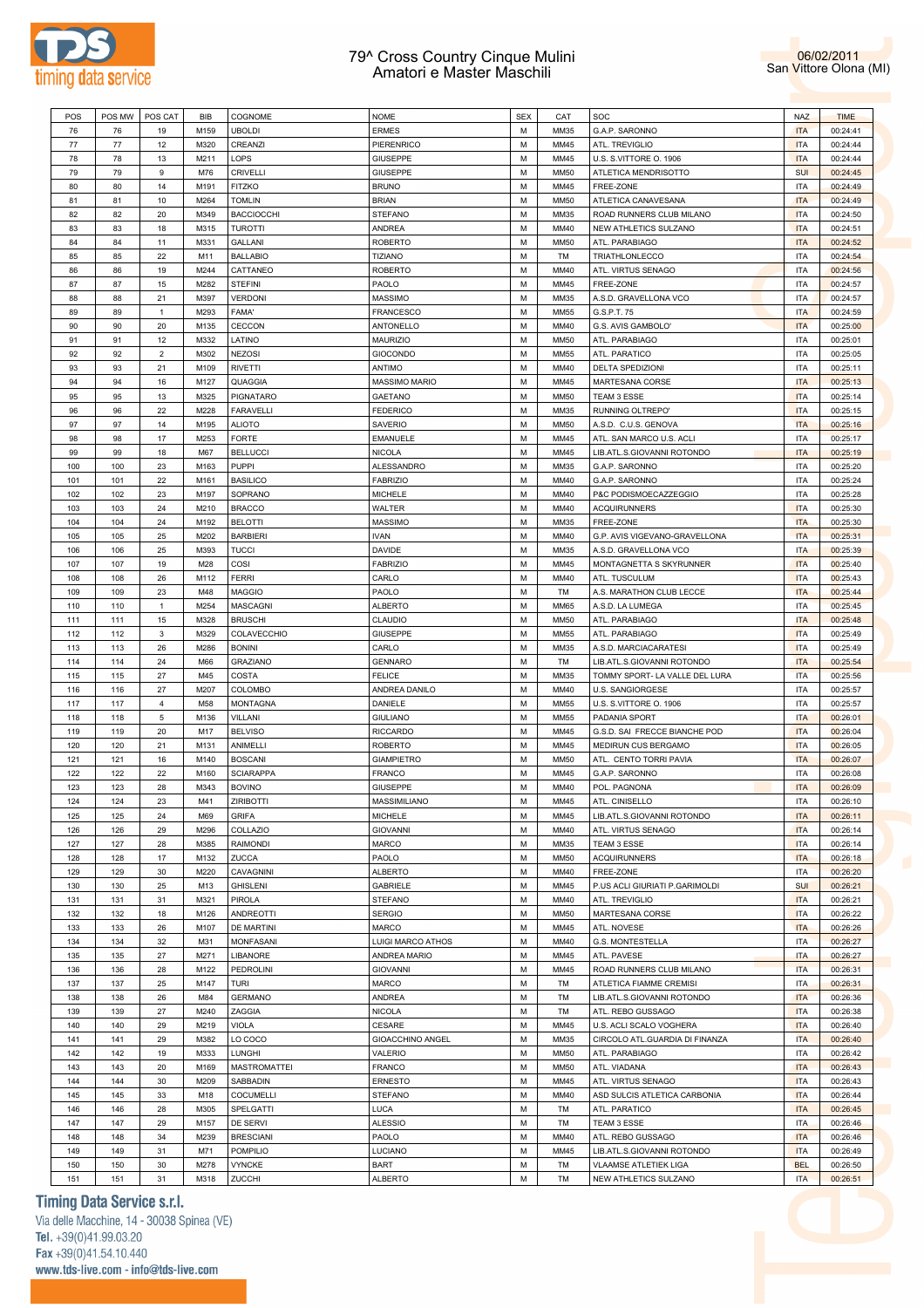# 79^ Cross Country Cinque Mulini
## Amatori e Master Maschili

06/02/2011
San Vittore Olona (MI)

| POS | POS MW | POS CAT | BIB | COGNOME | NOME | SEX | CAT | SOC | NAZ | TIME |
|---|---|---|---|---|---|---|---|---|---|---|
| 76 | 76 | 19 | M159 | UBOLDI | ERMES | M | MM35 | G.A.P. SARONNO | ITA | 00:24:41 |
| 77 | 77 | 12 | M320 | CREANZI | PIERENRICO | M | MM45 | ATL. TREVIGLIO | ITA | 00:24:44 |
| 78 | 78 | 13 | M211 | LOPS | GIUSEPPE | M | MM45 | U.S. S.VITTORE O. 1906 | ITA | 00:24:44 |
| 79 | 79 | 9 | M76 | CRIVELLI | GIUSEPPE | M | MM50 | ATLETICA MENDRISOTTO | SUI | 00:24:45 |
| 80 | 80 | 14 | M191 | FITZKO | BRUNO | M | MM45 | FREE-ZONE | ITA | 00:24:49 |
| 81 | 81 | 10 | M264 | TOMLIN | BRIAN | M | MM50 | ATLETICA CANAVESANA | ITA | 00:24:49 |
| 82 | 82 | 20 | M349 | BACCIOCCHI | STEFANO | M | MM35 | ROAD RUNNERS CLUB MILANO | ITA | 00:24:50 |
| 83 | 83 | 18 | M315 | TUROTTI | ANDREA | M | MM40 | NEW ATHLETICS SULZANO | ITA | 00:24:51 |
| 84 | 84 | 11 | M331 | GALLANI | ROBERTO | M | MM50 | ATL. PARABIAGO | ITA | 00:24:52 |
| 85 | 85 | 22 | M11 | BALLABIO | TIZIANO | M | TM | TRIATHLONLECCO | ITA | 00:24:54 |
| 86 | 86 | 19 | M244 | CATTANEO | ROBERTO | M | MM40 | ATL. VIRTUS SENAGO | ITA | 00:24:56 |
| 87 | 87 | 15 | M282 | STEFINI | PAOLO | M | MM45 | FREE-ZONE | ITA | 00:24:57 |
| 88 | 88 | 21 | M397 | VERDONI | MASSIMO | M | MM35 | A.S.D. GRAVELLONA VCO | ITA | 00:24:57 |
| 89 | 89 | 1 | M293 | FAMA' | FRANCESCO | M | MM55 | G.S.P.T. 75 | ITA | 00:24:59 |
| 90 | 90 | 20 | M135 | CECCON | ANTONELLO | M | MM40 | G.S. AVIS GAMBOLO' | ITA | 00:25:00 |
| 91 | 91 | 12 | M332 | LATINO | MAURIZIO | M | MM50 | ATL. PARABIAGO | ITA | 00:25:01 |
| 92 | 92 | 2 | M302 | NEZOSI | GIOCONDO | M | MM55 | ATL. PARATICO | ITA | 00:25:05 |
| 93 | 93 | 21 | M109 | RIVETTI | ANTIMO | M | MM40 | DELTA SPEDIZIONI | ITA | 00:25:11 |
| 94 | 94 | 16 | M127 | QUAGGIA | MASSIMO MARIO | M | MM45 | MARTESANA CORSE | ITA | 00:25:13 |
| 95 | 95 | 13 | M325 | PIGNATARO | GAETANO | M | MM50 | TEAM 3 ESSE | ITA | 00:25:14 |
| 96 | 96 | 22 | M228 | FARAVELLI | FEDERICO | M | MM35 | RUNNING OLTREPO' | ITA | 00:25:15 |
| 97 | 97 | 14 | M195 | ALIOTO | SAVERIO | M | MM50 | A.S.D. C.U.S. GENOVA | ITA | 00:25:16 |
| 98 | 98 | 17 | M253 | FORTE | EMANUELE | M | MM45 | ATL. SAN MARCO U.S. ACLI | ITA | 00:25:17 |
| 99 | 99 | 18 | M67 | BELLUCCI | NICOLA | M | MM45 | LIB.ATL.S.GIOVANNI ROTONDO | ITA | 00:25:19 |
| 100 | 100 | 23 | M163 | PUPPI | ALESSANDRO | M | MM35 | G.A.P. SARONNO | ITA | 00:25:20 |
| 101 | 101 | 22 | M161 | BASILICO | FABRIZIO | M | MM40 | G.A.P. SARONNO | ITA | 00:25:24 |
| 102 | 102 | 23 | M197 | SOPRANO | MICHELE | M | MM40 | P&C PODISMOECAZZEGGIO | ITA | 00:25:28 |
| 103 | 103 | 24 | M210 | BRACCO | WALTER | M | MM40 | ACQUIRUNNERS | ITA | 00:25:30 |
| 104 | 104 | 24 | M192 | BELOTTI | MASSIMO | M | MM35 | FREE-ZONE | ITA | 00:25:30 |
| 105 | 105 | 25 | M202 | BARBIERI | IVAN | M | MM40 | G.P. AVIS VIGEVANO-GRAVELLONA | ITA | 00:25:31 |
| 106 | 106 | 25 | M393 | TUCCI | DAVIDE | M | MM35 | A.S.D. GRAVELLONA VCO | ITA | 00:25:39 |
| 107 | 107 | 19 | M28 | COSI | FABRIZIO | M | MM45 | MONTAGNETTA S SKYRUNNER | ITA | 00:25:40 |
| 108 | 108 | 26 | M112 | FERRI | CARLO | M | MM40 | ATL. TUSCULUM | ITA | 00:25:43 |
| 109 | 109 | 23 | M48 | MAGGIO | PAOLO | M | TM | A.S. MARATHON CLUB LECCE | ITA | 00:25:44 |
| 110 | 110 | 1 | M254 | MASCAGNI | ALBERTO | M | MM65 | A.S.D. LA LUMEGA | ITA | 00:25:45 |
| 111 | 111 | 15 | M328 | BRUSCHI | CLAUDIO | M | MM50 | ATL. PARABIAGO | ITA | 00:25:48 |
| 112 | 112 | 3 | M329 | COLAVECCHIO | GIUSEPPE | M | MM55 | ATL. PARABIAGO | ITA | 00:25:49 |
| 113 | 113 | 26 | M286 | BONINI | CARLO | M | MM35 | A.S.D. MARCIACARATESI | ITA | 00:25:49 |
| 114 | 114 | 24 | M66 | GRAZIANO | GENNARO | M | TM | LIB.ATL.S.GIOVANNI ROTONDO | ITA | 00:25:54 |
| 115 | 115 | 27 | M45 | COSTA | FELICE | M | MM35 | TOMMY SPORT- LA VALLE DEL LURA | ITA | 00:25:56 |
| 116 | 116 | 27 | M207 | COLOMBO | ANDREA DANILO | M | MM40 | U.S. SANGIORGESE | ITA | 00:25:57 |
| 117 | 117 | 4 | M58 | MONTAGNA | DANIELE | M | MM55 | U.S. S.VITTORE O. 1906 | ITA | 00:25:57 |
| 118 | 118 | 5 | M136 | VILLANI | GIULIANO | M | MM55 | PADANIA SPORT | ITA | 00:26:01 |
| 119 | 119 | 20 | M17 | BELVISO | RICCARDO | M | MM45 | G.S.D. SAI FRECCE BIANCHE POD | ITA | 00:26:04 |
| 120 | 120 | 21 | M131 | ANIMELLI | ROBERTO | M | MM45 | MEDIRUN CUS BERGAMO | ITA | 00:26:05 |
| 121 | 121 | 16 | M140 | BOSCANI | GIAMPIETRO | M | MM50 | ATL. CENTO TORRI PAVIA | ITA | 00:26:07 |
| 122 | 122 | 22 | M160 | SCIARAPPA | FRANCO | M | MM45 | G.A.P. SARONNO | ITA | 00:26:08 |
| 123 | 123 | 28 | M343 | BOVINO | GIUSEPPE | M | MM40 | POL. PAGNONA | ITA | 00:26:09 |
| 124 | 124 | 23 | M41 | ZIRIBOTTI | MASSIMILIANO | M | MM45 | ATL. CINISELLO | ITA | 00:26:10 |
| 125 | 125 | 24 | M69 | GRIFA | MICHELE | M | MM45 | LIB.ATL.S.GIOVANNI ROTONDO | ITA | 00:26:11 |
| 126 | 126 | 29 | M296 | COLLAZIO | GIOVANNI | M | MM40 | ATL. VIRTUS SENAGO | ITA | 00:26:14 |
| 127 | 127 | 28 | M385 | RAIMONDI | MARCO | M | MM35 | TEAM 3 ESSE | ITA | 00:26:14 |
| 128 | 128 | 17 | M132 | ZUCCA | PAOLO | M | MM50 | ACQUIRUNNERS | ITA | 00:26:18 |
| 129 | 129 | 30 | M220 | CAVAGNINI | ALBERTO | M | MM40 | FREE-ZONE | ITA | 00:26:20 |
| 130 | 130 | 25 | M13 | GHISLENI | GABRIELE | M | MM45 | P.US ACLI GIURIATI P.GARIMOLDI | SUI | 00:26:21 |
| 131 | 131 | 31 | M321 | PIROLA | STEFANO | M | MM40 | ATL. TREVIGLIO | ITA | 00:26:21 |
| 132 | 132 | 18 | M126 | ANDREOTTI | SERGIO | M | MM50 | MARTESANA CORSE | ITA | 00:26:22 |
| 133 | 133 | 26 | M107 | DE MARTINI | MARCO | M | MM45 | ATL. NOVESE | ITA | 00:26:26 |
| 134 | 134 | 32 | M31 | MONFASANI | LUIGI MARCO ATHOS | M | MM40 | G.S. MONTESTELLA | ITA | 00:26:27 |
| 135 | 135 | 27 | M271 | LIBANORE | ANDREA MARIO | M | MM45 | ATL. PAVESE | ITA | 00:26:27 |
| 136 | 136 | 28 | M122 | PEDROLINI | GIOVANNI | M | MM45 | ROAD RUNNERS CLUB MILANO | ITA | 00:26:31 |
| 137 | 137 | 25 | M147 | TURI | MARCO | M | TM | ATLETICA FIAMME CREMISI | ITA | 00:26:31 |
| 138 | 138 | 26 | M84 | GERMANO | ANDREA | M | TM | LIB.ATL.S.GIOVANNI ROTONDO | ITA | 00:26:36 |
| 139 | 139 | 27 | M240 | ZAGGIA | NICOLA | M | TM | ATL. REBO GUSSAGO | ITA | 00:26:38 |
| 140 | 140 | 29 | M219 | VIOLA | CESARE | M | MM45 | U.S. ACLI SCALO VOGHERA | ITA | 00:26:40 |
| 141 | 141 | 29 | M382 | LO COCO | GIOACCHINO ANGEL | M | MM35 | CIRCOLO ATL.GUARDIA DI FINANZA | ITA | 00:26:40 |
| 142 | 142 | 19 | M333 | LUNGHI | VALERIO | M | MM50 | ATL. PARABIAGO | ITA | 00:26:42 |
| 143 | 143 | 20 | M169 | MASTROMATTEI | FRANCO | M | MM50 | ATL. VIADANA | ITA | 00:26:43 |
| 144 | 144 | 30 | M209 | SABBADIN | ERNESTO | M | MM45 | ATL. VIRTUS SENAGO | ITA | 00:26:43 |
| 145 | 145 | 33 | M18 | COCUMELLI | STEFANO | M | MM40 | ASD SULCIS ATLETICA CARBONIA | ITA | 00:26:44 |
| 146 | 146 | 28 | M305 | SPELGATTI | LUCA | M | TM | ATL. PARATICO | ITA | 00:26:45 |
| 147 | 147 | 29 | M157 | DE SERVI | ALESSIO | M | TM | TEAM 3 ESSE | ITA | 00:26:46 |
| 148 | 148 | 34 | M239 | BRESCIANI | PAOLO | M | MM40 | ATL. REBO GUSSAGO | ITA | 00:26:46 |
| 149 | 149 | 31 | M71 | POMPILIO | LUCIANO | M | MM45 | LIB.ATL.S.GIOVANNI ROTONDO | ITA | 00:26:49 |
| 150 | 150 | 30 | M278 | VYNCKE | BART | M | TM | VLAAMSE ATLETIEK LIGA | BEL | 00:26:50 |
| 151 | 151 | 31 | M318 | ZUCCHI | ALBERTO | M | TM | NEW ATHLETICS SULZANO | ITA | 00:26:51 |

**Timing Data Service s.r.l.**
Via delle Macchine, 14 - 30038 Spinea (VE)
**Tel.** +39(0)41.99.03.20
**Fax** +39(0)41.54.10.440
**www.tds-live.com - info@tds-live.com**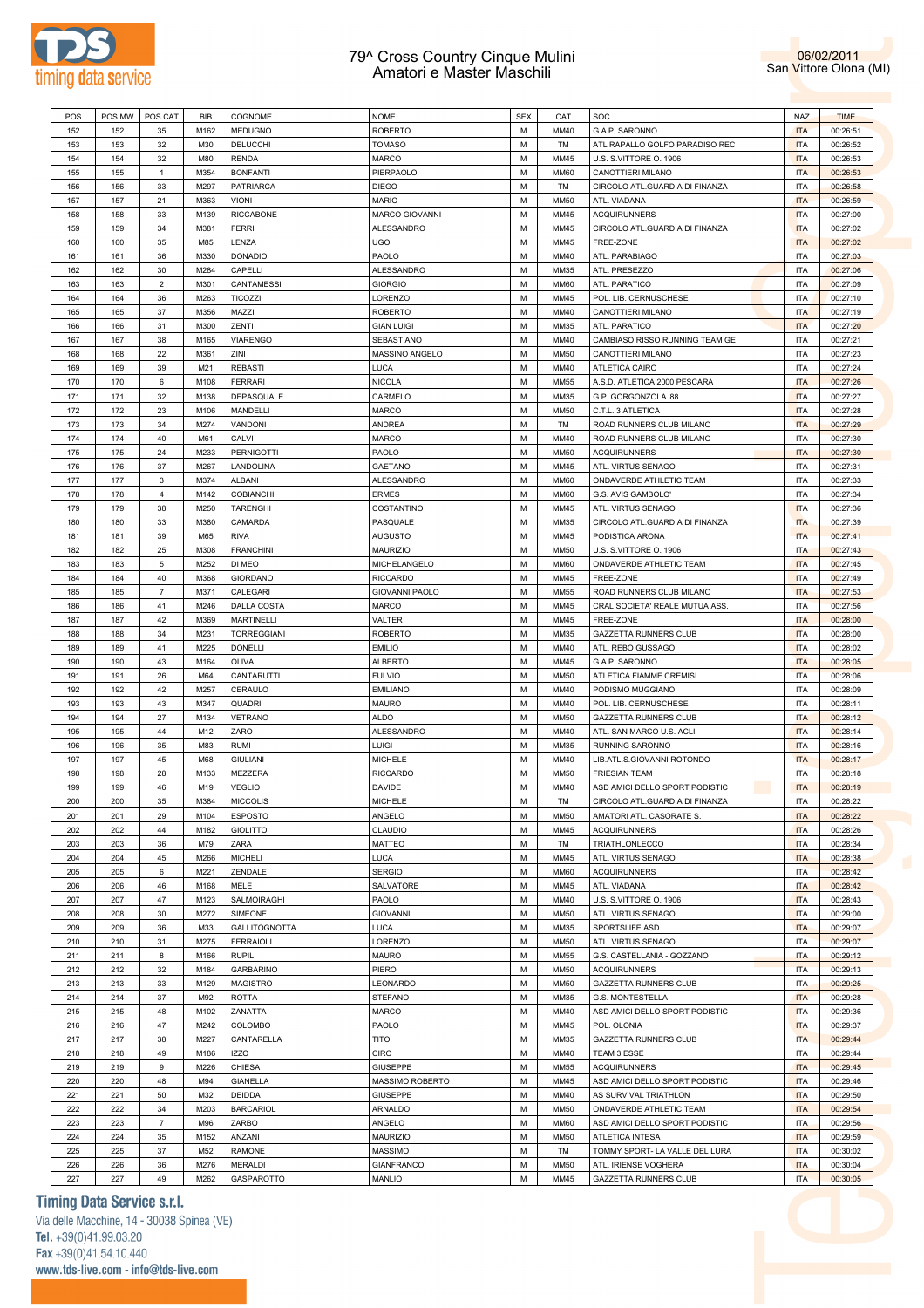# 79^ Cross Country Cinque Mulini
## Amatori e Master Maschili

06/02/2011
San Vittore Olona (MI)

| POS | POS MW | POS CAT | BIB | COGNOME | NOME | SEX | CAT | SOC | NAZ | TIME |
|---|---|---|---|---|---|---|---|---|---|---|
| 152 | 152 | 35 | M162 | MEDUGNO | ROBERTO | M | MM40 | G.A.P. SARONNO | ITA | 00:26:51 |
| 153 | 153 | 32 | M30 | DELUCCHI | TOMASO | M | TM | ATL RAPALLO GOLFO PARADISO REC | ITA | 00:26:52 |
| 154 | 154 | 32 | M80 | RENDA | MARCO | M | MM45 | U.S. S.VITTORE O. 1906 | ITA | 00:26:53 |
| 155 | 155 | 1 | M354 | BONFANTI | PIERPAOLO | M | MM60 | CANOTTIERI MILANO | ITA | 00:26:53 |
| 156 | 156 | 33 | M297 | PATRIARCA | DIEGO | M | TM | CIRCOLO ATL.GUARDIA DI FINANZA | ITA | 00:26:58 |
| 157 | 157 | 21 | M363 | VIONI | MARIO | M | MM50 | ATL. VIADANA | ITA | 00:26:59 |
| 158 | 158 | 33 | M139 | RICCABONE | MARCO GIOVANNI | M | MM45 | ACQUIRUNNERS | ITA | 00:27:00 |
| 159 | 159 | 34 | M381 | FERRI | ALESSANDRO | M | MM45 | CIRCOLO ATL.GUARDIA DI FINANZA | ITA | 00:27:02 |
| 160 | 160 | 35 | M85 | LENZA | UGO | M | MM45 | FREE-ZONE | ITA | 00:27:02 |
| 161 | 161 | 36 | M330 | DONADIO | PAOLO | M | MM40 | ATL. PARABIAGO | ITA | 00:27:03 |
| 162 | 162 | 30 | M284 | CAPELLI | ALESSANDRO | M | MM35 | ATL. PRESEZZO | ITA | 00:27:06 |
| 163 | 163 | 2 | M301 | CANTAMESSI | GIORGIO | M | MM60 | ATL. PARATICO | ITA | 00:27:09 |
| 164 | 164 | 36 | M263 | TICOZZI | LORENZO | M | MM45 | POL. LIB. CERNUSCHESE | ITA | 00:27:10 |
| 165 | 165 | 37 | M356 | MAZZI | ROBERTO | M | MM40 | CANOTTIERI MILANO | ITA | 00:27:19 |
| 166 | 166 | 31 | M300 | ZENTI | GIAN LUIGI | M | MM35 | ATL. PARATICO | ITA | 00:27:20 |
| 167 | 167 | 38 | M165 | VIARENGO | SEBASTIANO | M | MM40 | CAMBIASO RISSO RUNNING TEAM GE | ITA | 00:27:21 |
| 168 | 168 | 22 | M361 | ZINI | MASSINO ANGELO | M | MM50 | CANOTTIERI MILANO | ITA | 00:27:23 |
| 169 | 169 | 39 | M21 | REBASTI | LUCA | M | MM40 | ATLETICA CAIRO | ITA | 00:27:24 |
| 170 | 170 | 6 | M108 | FERRARI | NICOLA | M | MM55 | A.S.D. ATLETICA 2000 PESCARA | ITA | 00:27:26 |
| 171 | 171 | 32 | M138 | DEPASQUALE | CARMELO | M | MM35 | G.P. GORGONZOLA '88 | ITA | 00:27:27 |
| 172 | 172 | 23 | M106 | MANDELLI | MARCO | M | MM50 | C.T.L. 3 ATLETICA | ITA | 00:27:28 |
| 173 | 173 | 34 | M274 | VANDONI | ANDREA | M | TM | ROAD RUNNERS CLUB MILANO | ITA | 00:27:29 |
| 174 | 174 | 40 | M61 | CALVI | MARCO | M | MM40 | ROAD RUNNERS CLUB MILANO | ITA | 00:27:30 |
| 175 | 175 | 24 | M233 | PERNIGOTTI | PAOLO | M | MM50 | ACQUIRUNNERS | ITA | 00:27:30 |
| 176 | 176 | 37 | M267 | LANDOLINA | GAETANO | M | MM45 | ATL. VIRTUS SENAGO | ITA | 00:27:31 |
| 177 | 177 | 3 | M374 | ALBANI | ALESSANDRO | M | MM60 | ONDAVERDE ATHLETIC TEAM | ITA | 00:27:33 |
| 178 | 178 | 4 | M142 | COBIANCHI | ERMES | M | MM60 | G.S. AVIS GAMBOLO' | ITA | 00:27:34 |
| 179 | 179 | 38 | M250 | TARENGHI | COSTANTINO | M | MM45 | ATL. VIRTUS SENAGO | ITA | 00:27:36 |
| 180 | 180 | 33 | M380 | CAMARDA | PASQUALE | M | MM35 | CIRCOLO ATL.GUARDIA DI FINANZA | ITA | 00:27:39 |
| 181 | 181 | 39 | M65 | RIVA | AUGUSTO | M | MM45 | PODISTICA ARONA | ITA | 00:27:41 |
| 182 | 182 | 25 | M308 | FRANCHINI | MAURIZIO | M | MM50 | U.S. S.VITTORE O. 1906 | ITA | 00:27:43 |
| 183 | 183 | 5 | M252 | DI MEO | MICHELANGELO | M | MM60 | ONDAVERDE ATHLETIC TEAM | ITA | 00:27:45 |
| 184 | 184 | 40 | M368 | GIORDANO | RICCARDO | M | MM45 | FREE-ZONE | ITA | 00:27:49 |
| 185 | 185 | 7 | M371 | CALEGARI | GIOVANNI PAOLO | M | MM55 | ROAD RUNNERS CLUB MILANO | ITA | 00:27:53 |
| 186 | 186 | 41 | M246 | DALLA COSTA | MARCO | M | MM45 | CRAL SOCIETA' REALE MUTUA ASS. | ITA | 00:27:56 |
| 187 | 187 | 42 | M369 | MARTINELLI | VALTER | M | MM45 | FREE-ZONE | ITA | 00:28:00 |
| 188 | 188 | 34 | M231 | TORREGGIANI | ROBERTO | M | MM35 | GAZZETTA RUNNERS CLUB | ITA | 00:28:00 |
| 189 | 189 | 41 | M225 | DONELLI | EMILIO | M | MM40 | ATL. REBO GUSSAGO | ITA | 00:28:02 |
| 190 | 190 | 43 | M164 | OLIVA | ALBERTO | M | MM45 | G.A.P. SARONNO | ITA | 00:28:05 |
| 191 | 191 | 26 | M64 | CANTARUTTI | FULVIO | M | MM50 | ATLETICA FIAMME CREMISI | ITA | 00:28:06 |
| 192 | 192 | 42 | M257 | CERAULO | EMILIANO | M | MM40 | PODISMO MUGGIANO | ITA | 00:28:09 |
| 193 | 193 | 43 | M347 | QUADRI | MAURO | M | MM40 | POL. LIB. CERNUSCHESE | ITA | 00:28:11 |
| 194 | 194 | 27 | M134 | VETRANO | ALDO | M | MM50 | GAZZETTA RUNNERS CLUB | ITA | 00:28:12 |
| 195 | 195 | 44 | M12 | ZARO | ALESSANDRO | M | MM40 | ATL. SAN MARCO U.S. ACLI | ITA | 00:28:14 |
| 196 | 196 | 35 | M83 | RUMI | LUIGI | M | MM35 | RUNNING SARONNO | ITA | 00:28:16 |
| 197 | 197 | 45 | M68 | GIULIANI | MICHELE | M | MM40 | LIB.ATL.S.GIOVANNI ROTONDO | ITA | 00:28:17 |
| 198 | 198 | 28 | M133 | MEZZERA | RICCARDO | M | MM50 | FRIESIAN TEAM | ITA | 00:28:18 |
| 199 | 199 | 46 | M19 | VEGLIO | DAVIDE | M | MM40 | ASD AMICI DELLO SPORT PODISTIC | ITA | 00:28:19 |
| 200 | 200 | 35 | M384 | MICCOLIS | MICHELE | M | TM | CIRCOLO ATL.GUARDIA DI FINANZA | ITA | 00:28:22 |
| 201 | 201 | 29 | M104 | ESPOSTO | ANGELO | M | MM50 | AMATORI ATL. CASORATE S. | ITA | 00:28:22 |
| 202 | 202 | 44 | M182 | GIOLITTO | CLAUDIO | M | MM45 | ACQUIRUNNERS | ITA | 00:28:26 |
| 203 | 203 | 36 | M79 | ZARA | MATTEO | M | TM | TRIATHLONLECCO | ITA | 00:28:34 |
| 204 | 204 | 45 | M266 | MICHELI | LUCA | M | MM45 | ATL. VIRTUS SENAGO | ITA | 00:28:38 |
| 205 | 205 | 6 | M221 | ZENDALE | SERGIO | M | MM60 | ACQUIRUNNERS | ITA | 00:28:42 |
| 206 | 206 | 46 | M168 | MELE | SALVATORE | M | MM45 | ATL. VIADANA | ITA | 00:28:42 |
| 207 | 207 | 47 | M123 | SALMOIRAGHI | PAOLO | M | MM40 | U.S. S.VITTORE O. 1906 | ITA | 00:28:43 |
| 208 | 208 | 30 | M272 | SIMEONE | GIOVANNI | M | MM50 | ATL. VIRTUS SENAGO | ITA | 00:29:00 |
| 209 | 209 | 36 | M33 | GALLITOGNOTTA | LUCA | M | MM35 | SPORTSLIFE ASD | ITA | 00:29:07 |
| 210 | 210 | 31 | M275 | FERRAIOLI | LORENZO | M | MM50 | ATL. VIRTUS SENAGO | ITA | 00:29:07 |
| 211 | 211 | 8 | M166 | RUPIL | MAURO | M | MM55 | G.S. CASTELLANIA - GOZZANO | ITA | 00:29:12 |
| 212 | 212 | 32 | M184 | GARBARINO | PIERO | M | MM50 | ACQUIRUNNERS | ITA | 00:29:13 |
| 213 | 213 | 33 | M129 | MAGISTRO | LEONARDO | M | MM50 | GAZZETTA RUNNERS CLUB | ITA | 00:29:25 |
| 214 | 214 | 37 | M92 | ROTTA | STEFANO | M | MM35 | G.S. MONTESTELLA | ITA | 00:29:28 |
| 215 | 215 | 48 | M102 | ZANATTA | MARCO | M | MM40 | ASD AMICI DELLO SPORT PODISTIC | ITA | 00:29:36 |
| 216 | 216 | 47 | M242 | COLOMBO | PAOLO | M | MM45 | POL. OLONIA | ITA | 00:29:37 |
| 217 | 217 | 38 | M227 | CANTARELLA | TITO | M | MM35 | GAZZETTA RUNNERS CLUB | ITA | 00:29:44 |
| 218 | 218 | 49 | M186 | IZZO | CIRO | M | MM40 | TEAM 3 ESSE | ITA | 00:29:44 |
| 219 | 219 | 9 | M226 | CHIESA | GIUSEPPE | M | MM55 | ACQUIRUNNERS | ITA | 00:29:45 |
| 220 | 220 | 48 | M94 | GIANELLA | MASSIMO ROBERTO | M | MM45 | ASD AMICI DELLO SPORT PODISTIC | ITA | 00:29:46 |
| 221 | 221 | 50 | M32 | DEIDDA | GIUSEPPE | M | MM40 | AS SURVIVAL TRIATHLON | ITA | 00:29:50 |
| 222 | 222 | 34 | M203 | BARCARIOL | ARNALDO | M | MM50 | ONDAVERDE ATHLETIC TEAM | ITA | 00:29:54 |
| 223 | 223 | 7 | M96 | ZARBO | ANGELO | M | MM60 | ASD AMICI DELLO SPORT PODISTIC | ITA | 00:29:56 |
| 224 | 224 | 35 | M152 | ANZANI | MAURIZIO | M | MM50 | ATLETICA INTESA | ITA | 00:29:59 |
| 225 | 225 | 37 | M52 | RAMONE | MASSIMO | M | TM | TOMMY SPORT- LA VALLE DEL LURA | ITA | 00:30:02 |
| 226 | 226 | 36 | M276 | MERALDI | GIANFRANCO | M | MM50 | ATL. IRIENSE VOGHERA | ITA | 00:30:04 |
| 227 | 227 | 49 | M262 | GASPAROTTO | MANLIO | M | MM45 | GAZZETTA RUNNERS CLUB | ITA | 00:30:05 |

**Timing Data Service s.r.l.**
Via delle Macchine, 14 - 30038 Spinea (VE)
Tel. +39(0)41.99.03.20
Fax +39(0)41.54.10.440
www.tds-live.com - info@tds-live.com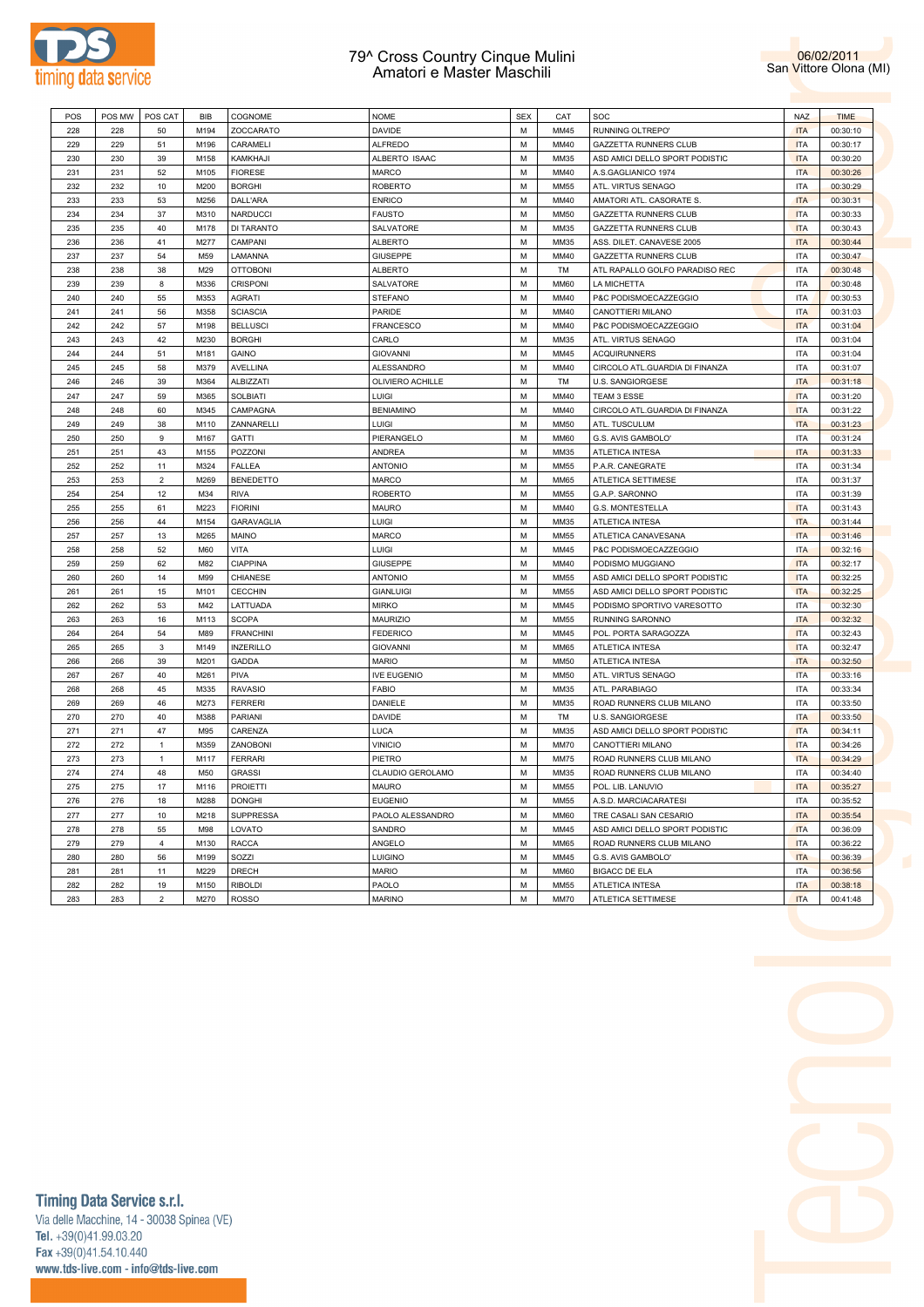# 79^ Cross Country Cinque Mulini
## Amatori e Master Maschili

06/02/2011
San Vittore Olona (MI)

| POS | POS MW | POS CAT | BIB | COGNOME | NOME | SEX | CAT | SOC | NAZ | TIME |
|---|---|---|---|---|---|---|---|---|---|---|
| 228 | 228 | 50 | M194 | ZOCCARATO | DAVIDE | M | MM45 | RUNNING OLTREPO' | ITA | 00:30:10 |
| 229 | 229 | 51 | M196 | CARAMELI | ALFREDO | M | MM40 | GAZZETTA RUNNERS CLUB | ITA | 00:30:17 |
| 230 | 230 | 39 | M158 | KAMKHAJI | ALBERTO ISAAC | M | MM35 | ASD AMICI DELLO SPORT PODISTIC | ITA | 00:30:20 |
| 231 | 231 | 52 | M105 | FIORESE | MARCO | M | MM40 | A.S.GAGLIANICO 1974 | ITA | 00:30:26 |
| 232 | 232 | 10 | M200 | BORGHI | ROBERTO | M | MM55 | ATL. VIRTUS SENAGO | ITA | 00:30:29 |
| 233 | 233 | 53 | M256 | DALL'ARA | ENRICO | M | MM40 | AMATORI ATL. CASORATE S. | ITA | 00:30:31 |
| 234 | 234 | 37 | M310 | NARDUCCI | FAUSTO | M | MM50 | GAZZETTA RUNNERS CLUB | ITA | 00:30:33 |
| 235 | 235 | 40 | M178 | DI TARANTO | SALVATORE | M | MM35 | GAZZETTA RUNNERS CLUB | ITA | 00:30:43 |
| 236 | 236 | 41 | M277 | CAMPANI | ALBERTO | M | MM35 | ASS. DILET. CANAVESE 2005 | ITA | 00:30:44 |
| 237 | 237 | 54 | M59 | LAMANNA | GIUSEPPE | M | MM40 | GAZZETTA RUNNERS CLUB | ITA | 00:30:47 |
| 238 | 238 | 38 | M29 | OTTOBONI | ALBERTO | M | TM | ATL RAPALLO GOLFO PARADISO REC | ITA | 00:30:48 |
| 239 | 239 | 8 | M336 | CRISPONI | SALVATORE | M | MM60 | LA MICHETTA | ITA | 00:30:48 |
| 240 | 240 | 55 | M353 | AGRATI | STEFANO | M | MM40 | P&C PODISMOECAZZEGGIO | ITA | 00:30:53 |
| 241 | 241 | 56 | M358 | SCIASCIA | PARIDE | M | MM40 | CANOTTIERI MILANO | ITA | 00:31:03 |
| 242 | 242 | 57 | M198 | BELLUSCI | FRANCESCO | M | MM40 | P&C PODISMOECAZZEGGIO | ITA | 00:31:04 |
| 243 | 243 | 42 | M230 | BORGHI | CARLO | M | MM35 | ATL. VIRTUS SENAGO | ITA | 00:31:04 |
| 244 | 244 | 51 | M181 | GAINO | GIOVANNI | M | MM45 | ACQUIRUNNERS | ITA | 00:31:04 |
| 245 | 245 | 58 | M379 | AVELLINA | ALESSANDRO | M | MM40 | CIRCOLO ATL.GUARDIA DI FINANZA | ITA | 00:31:07 |
| 246 | 246 | 39 | M364 | ALBIZZATI | OLIVIERO ACHILLE | M | TM | U.S. SANGIORGESE | ITA | 00:31:18 |
| 247 | 247 | 59 | M365 | SOLBIATI | LUIGI | M | MM40 | TEAM 3 ESSE | ITA | 00:31:20 |
| 248 | 248 | 60 | M345 | CAMPAGNA | BENIAMINO | M | MM40 | CIRCOLO ATL.GUARDIA DI FINANZA | ITA | 00:31:22 |
| 249 | 249 | 38 | M110 | ZANNARELLI | LUIGI | M | MM50 | ATL. TUSCULUM | ITA | 00:31:23 |
| 250 | 250 | 9 | M167 | GATTI | PIERANGELO | M | MM60 | G.S. AVIS GAMBOLO' | ITA | 00:31:24 |
| 251 | 251 | 43 | M155 | POZZONI | ANDREA | M | MM35 | ATLETICA INTESA | ITA | 00:31:33 |
| 252 | 252 | 11 | M324 | FALLEA | ANTONIO | M | MM55 | P.A.R. CANEGRATE | ITA | 00:31:34 |
| 253 | 253 | 2 | M269 | BENEDETTO | MARCO | M | MM65 | ATLETICA SETTIMESE | ITA | 00:31:37 |
| 254 | 254 | 12 | M34 | RIVA | ROBERTO | M | MM55 | G.A.P. SARONNO | ITA | 00:31:39 |
| 255 | 255 | 61 | M223 | FIORINI | MAURO | M | MM40 | G.S. MONTESTELLA | ITA | 00:31:43 |
| 256 | 256 | 44 | M154 | GARAVAGLIA | LUIGI | M | MM35 | ATLETICA INTESA | ITA | 00:31:44 |
| 257 | 257 | 13 | M265 | MAINO | MARCO | M | MM55 | ATLETICA CANAVESANA | ITA | 00:31:46 |
| 258 | 258 | 52 | M60 | VITA | LUIGI | M | MM45 | P&C PODISMOECAZZEGGIO | ITA | 00:32:16 |
| 259 | 259 | 62 | M82 | CIAPPINA | GIUSEPPE | M | MM40 | PODISMO MUGGIANO | ITA | 00:32:17 |
| 260 | 260 | 14 | M99 | CHIANESE | ANTONIO | M | MM55 | ASD AMICI DELLO SPORT PODISTIC | ITA | 00:32:25 |
| 261 | 261 | 15 | M101 | CECCHIN | GIANLUIGI | M | MM55 | ASD AMICI DELLO SPORT PODISTIC | ITA | 00:32:25 |
| 262 | 262 | 53 | M42 | LATTUADA | MIRKO | M | MM45 | PODISMO SPORTIVO VARESOTTO | ITA | 00:32:30 |
| 263 | 263 | 16 | M113 | SCOPA | MAURIZIO | M | MM55 | RUNNING SARONNO | ITA | 00:32:32 |
| 264 | 264 | 54 | M89 | FRANCHINI | FEDERICO | M | MM45 | POL. PORTA SARAGOZZA | ITA | 00:32:43 |
| 265 | 265 | 3 | M149 | INZERILLO | GIOVANNI | M | MM65 | ATLETICA INTESA | ITA | 00:32:47 |
| 266 | 266 | 39 | M201 | GADDA | MARIO | M | MM50 | ATLETICA INTESA | ITA | 00:32:50 |
| 267 | 267 | 40 | M261 | PIVA | IVE EUGENIO | M | MM50 | ATL. VIRTUS SENAGO | ITA | 00:33:16 |
| 268 | 268 | 45 | M335 | RAVASIO | FABIO | M | MM35 | ATL. PARABIAGO | ITA | 00:33:34 |
| 269 | 269 | 46 | M273 | FERRERI | DANIELE | M | MM35 | ROAD RUNNERS CLUB MILANO | ITA | 00:33:50 |
| 270 | 270 | 40 | M388 | PARIANI | DAVIDE | M | TM | U.S. SANGIORGESE | ITA | 00:33:50 |
| 271 | 271 | 47 | M95 | CARENZA | LUCA | M | MM35 | ASD AMICI DELLO SPORT PODISTIC | ITA | 00:34:11 |
| 272 | 272 | 1 | M359 | ZANOBONI | VINICIO | M | MM70 | CANOTTIERI MILANO | ITA | 00:34:26 |
| 273 | 273 | 1 | M117 | FERRARI | PIETRO | M | MM75 | ROAD RUNNERS CLUB MILANO | ITA | 00:34:29 |
| 274 | 274 | 48 | M50 | GRASSI | CLAUDIO GEROLAMO | M | MM35 | ROAD RUNNERS CLUB MILANO | ITA | 00:34:40 |
| 275 | 275 | 17 | M116 | PROIETTI | MAURO | M | MM55 | POL. LIB. LANUVIO | ITA | 00:35:27 |
| 276 | 276 | 18 | M288 | DONGHI | EUGENIO | M | MM55 | A.S.D. MARCIACARATESI | ITA | 00:35:52 |
| 277 | 277 | 10 | M218 | SUPPRESSA | PAOLO ALESSANDRO | M | MM60 | TRE CASALI SAN CESARIO | ITA | 00:35:54 |
| 278 | 278 | 55 | M98 | LOVATO | SANDRO | M | MM45 | ASD AMICI DELLO SPORT PODISTIC | ITA | 00:36:09 |
| 279 | 279 | 4 | M130 | RACCA | ANGELO | M | MM65 | ROAD RUNNERS CLUB MILANO | ITA | 00:36:22 |
| 280 | 280 | 56 | M199 | SOZZI | LUIGINO | M | MM45 | G.S. AVIS GAMBOLO' | ITA | 00:36:39 |
| 281 | 281 | 11 | M229 | DRECH | MARIO | M | MM60 | BIGACC DE ELA | ITA | 00:36:56 |
| 282 | 282 | 19 | M150 | RIBOLDI | PAOLO | M | MM55 | ATLETICA INTESA | ITA | 00:38:18 |
| 283 | 283 | 2 | M270 | ROSSO | MARINO | M | MM70 | ATLETICA SETTIMESE | ITA | 00:41:48 |

**Timing Data Service s.r.l.**
Via delle Macchine, 14 - 30038 Spinea (VE)
**Tel.** +39(0)41.99.03.20
**Fax** +39(0)41.54.10.440
**www.tds-live.com - info@tds-live.com**